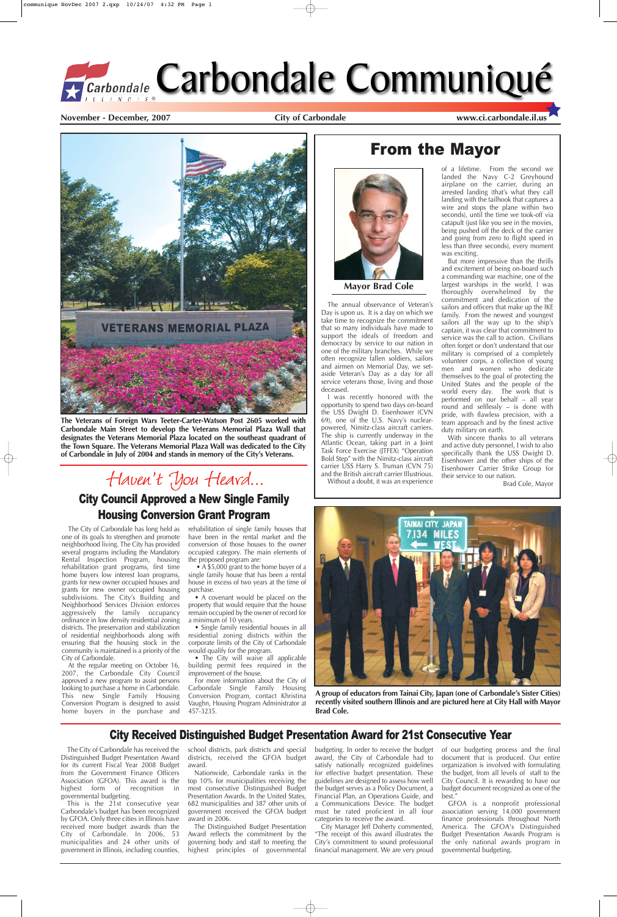# Carbondale Communiqué

November - December, 2007 | City of Carbondale | www.ci.carbondale.il.us

The Veterans of Foreign Wars Teeter-Carter-Watson Post 2605 worked with Carbondale Main Street to develop the Veterans Memorial Plaza Wall that designates the Veterans Memorial Plaza located on the southeast quadrant of the Town Square. The Veterans Memorial Plaza Wall was dedicated to the City of Carbondale in July of 2004 and stands in memory of the City's Veterans.

## From the Mayor

**Mayor Brad Cole**

The annual observance of Veteran's Day is upon us. It is a day on which we take time to recognize the commitment that so many individuals have made to support the ideals of freedom and democracy by service to our nation in one of the military branches. While we often recognize fallen soldiers, sailors and airmen on Memorial Day, we set-aside Veteran's Day as a day for all service veterans those, living and those deceased.

I was recently honored with the opportunity to spend two days on-board the USS Dwight D. Eisenhower (CVN 69), one of the U.S. Navy's nuclear-powered, Nimitz-class aircraft carriers. The ship is currently underway in the Atlantic Ocean, taking part in a Joint Task Force Exercise (JTFEX) "Operation Bold Step" with the Nimitz-class aircraft carrier USS Harry S. Truman (CVN 75) and the British aircraft carrier Illustrious.

Without a doubt, it was an experience of a lifetime. From the second we landed the Navy C-2 Greyhound airplane on the carrier, during an arrested landing (that's what they call landing with the tailhook that captures a wire and stops the plane within two seconds), until the time we took-off via catapult (just like you see in the movies, being pushed off the deck of the carrier and going from zero to flight speed in less than three seconds), every moment was exciting.

But more impressive than the thrills and excitement of being on-board such a commanding war machine, one of the largest warships in the world, I was thoroughly overwhelmed by the commitment and dedication of the sailors and officers that make up the IKE family. From the newest and youngest sailors all the way up to the ship's captain, it was clear that commitment to service was the call to action. Civilians often forget or don't understand that our military is comprised of a completely volunteer corps, a collection of young men and women who dedicate themselves to the goal of protecting the United States and the people of the world every day. The work that is performed on our behalf – all year round and selflessly – is done with pride, with flawless precision, with a team approach and by the finest active duty military on earth.

With sincere thanks to all veterans and active duty personnel, I wish to also specifically thank the USS Dwight D. Eisenhower and the other ships of the Eisenhower Carrier Strike Group for their service to our nation.

Brad Cole, Mayor

## *Haven't You Heard...*

## City Council Approved a New Single Family Housing Conversion Grant Program

The City of Carbondale has long held as one of its goals to strengthen and promote neighborhood living. The City has provided several programs including the Mandatory Rental Inspection Program, housing rehabilitation grant programs, first time home buyers low interest loan programs, grants for new owner occupied houses and grants for new owner occupied housing subdivisions. The City's Building and Neighborhood Services Division enforces aggressively the family occupancy ordinance in low density residential zoning districts. The preservation and stabilization of residential neighborhoods along with ensuring that the housing stock in the community is maintained is a priority of the City of Carbondale.

At the regular meeting on October 16, 2007, the Carbondale City Council approved a new program to assist persons looking to purchase a home in Carbondale. This new Single Family Housing Conversion Program is designed to assist home buyers in the purchase and rehabilitation of single family houses that have been in the rental market and the conversion of those houses to the owner occupied category. The main elements of the proposed program are:

- A $5,000 grant to the home buyer of a single family house that has been a rental house in excess of two years at the time of purchase.
- A covenant would be placed on the property that would require that the house remain occupied by the owner of record for a minimum of 10 years.
- Single family residential houses in all residential zoning districts within the corporate limits of the City of Carbondale would qualify for the program.
- The City will waive all applicable building permit fees required in the improvement of the house.

For more information about the City of Carbondale Single Family Housing Conversion Program, contact Khristina Vaughn, Housing Program Administrator at 457-3235.

A group of educators from Tainai City, Japan (one of Carbondale's Sister Cities) recently visited southern Illinois and are pictured here at City Hall with Mayor Brad Cole.

## City Received Distinguished Budget Presentation Award for 21st Consecutive Year

The City of Carbondale has received the Distinguished Budget Presentation Award for its current Fiscal Year 2008 Budget from the Government Finance Officers Association (GFOA). This award is the highest form of recognition in governmental budgeting.

This is the 21st consecutive year Carbondale's budget has been recognized by GFOA. Only three cities in Illinois have received more budget awards than the City of Carbondale. In 2006, 53 municipalities and 24 other units of government in Illinois, including counties, school districts, park districts and special districts, received the GFOA budget award.

Nationwide, Carbondale ranks in the top 10% for municipalities receiving the most consecutive Distinguished Budget Presentation Awards. In the United States, 682 municipalities and 387 other units of government received the GFOA budget award in 2006.

The Distinguished Budget Presentation Award reflects the commitment by the governing body and staff to meeting the highest principles of governmental budgeting. In order to receive the budget award, the City of Carbondale had to satisfy nationally recognized guidelines for effective budget presentation. These guidelines are designed to assess how well the budget serves as a Policy Document, a Financial Plan, an Operations Guide, and a Communications Device. The budget must be rated proficient in all four categories to receive the award.

City Manager Jeff Doherty commented, "The receipt of this award illustrates the City's commitment to sound professional financial management. We are very proud of our budgeting process and the final document that is produced. Our entire organization is involved with formulating the budget, from all levels of staff to the City Council. It is rewarding to have our budget document recognized as one of the best."

GFOA is a nonprofit professional association serving 14,000 government finance professionals throughout North America. The GFOA's Distinguished Budget Presentation Awards Program is the only national awards program in governmental budgeting.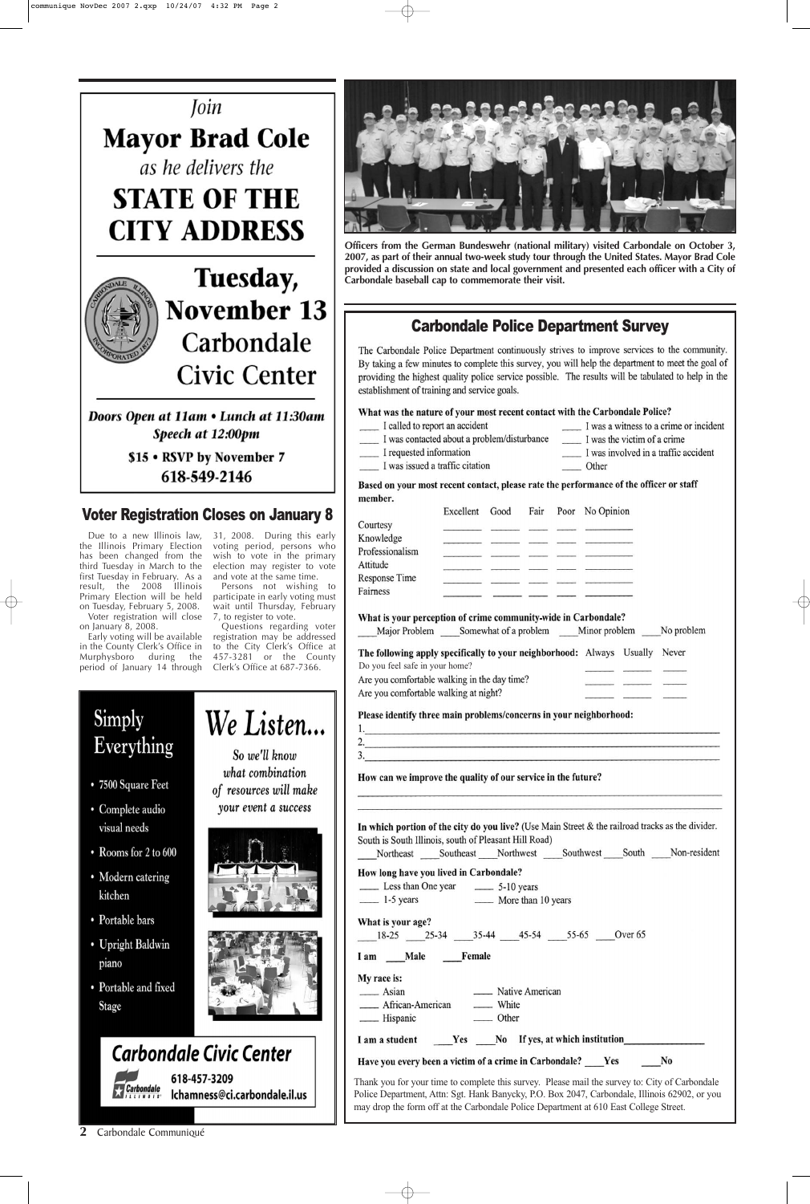*Join*

# Mayor Brad Cole

*as he delivers the*

# STATE OF THE CITY ADDRESS

## Tuesday, November 13

## Carbondale Civic Center

***Doors Open at 11am • Lunch at 11:30am***

***Speech at 12:00pm***

**$15 • RSVP by November 7**

**618-549-2146**

## Voter Registration Closes on January 8

Due to a new Illinois law, the Illinois Primary Election has been changed from the third Tuesday in March to the first Tuesday in February. As a result, the 2008 Illinois Primary Election will be held on Tuesday, February 5, 2008.

Voter registration will close on January 8, 2008.

Early voting will be available in the County Clerk's Office in Murphysboro during the period of January 14 through 31, 2008. During this early voting period, persons who wish to vote in the primary election may register to vote and vote at the same time.

Persons not wishing to participate in early voting must wait until Thursday, February 7, to register to vote.

Questions regarding voter registration may be addressed to the City Clerk's Office at 457-3281 or the County Clerk's Office at 687-7366.

## Simply Everything

- 7500 Square Feet
- Complete audio visual needs
- Rooms for 2 to 600
- Modern catering kitchen
- Portable bars
- Upright Baldwin piano
- Portable and fixed Stage

## *We Listen...*

*So we'll know what combination of resources will make your event a success*

## Carbondale Civic Center

618-457-3209

lchamness@ci.carbondale.il.us

**Officers from the German Bundeswehr (national military) visited Carbondale on October 3, 2007, as part of their annual two-week study tour through the United States. Mayor Brad Cole provided a discussion on state and local government and presented each officer with a City of Carbondale baseball cap to commemorate their visit.**

## Carbondale Police Department Survey

The Carbondale Police Department continuously strives to improve services to the community. By taking a few minutes to complete this survey, you will help the department to meet the goal of providing the highest quality police service possible. The results will be tabulated to help in the establishment of training and service goals.

**What was the nature of your most recent contact with the Carbondale Police?**

____ I called to report an accident
____ I was contacted about a problem/disturbance
____ I requested information
____ I was issued a traffic citation
____ I was a witness to a crime or incident
____ I was the victim of a crime
____ I was involved in a traffic accident
____ Other

**Based on your most recent contact, please rate the performance of the officer or staff member.**

| | Excellent | Good | Fair | Poor | No Opinion |
|---|---|---|---|---|---|
| Courtesy | ______ | ______ | ____ | ____ | ________ |
| Knowledge | ______ | ______ | ____ | ____ | ________ |
| Professionalism | ______ | ______ | ____ | ____ | ________ |
| Attitude | ______ | ______ | ____ | ____ | ________ |
| Response Time | ______ | ______ | ____ | ____ | ________ |
| Fairness | ______ | ______ | ____ | ____ | ________ |

**What is your perception of crime community-wide in Carbondale?**

____Major Problem ____Somewhat of a problem ____Minor problem ____No problem

| **The following apply specifically to your neighborhood:** | Always | Usually | Never |
|---|---|---|---|
| Do you feel safe in your home? | _____ | _____ | _____ |
| Are you comfortable walking in the day time? | _____ | _____ | _____ |
| Are you comfortable walking at night? | _____ | _____ | _____ |

**Please identify three main problems/concerns in your neighborhood:**

1.____________________________________________

2.____________________________________________

3.____________________________________________

**How can we improve the quality of our service in the future?**

______________________________________________

______________________________________________

**In which portion of the city do you live?** (Use Main Street & the railroad tracks as the divider. South is South Illinois, south of Pleasant Hill Road)

____Northeast ____Southeast ____Northwest ____Southwest ____South ____Non-resident

**How long have you lived in Carbondale?**

____ Less than One year
____ 5-10 years
____ 1-5 years
____ More than 10 years

**What is your age?**

____18-25 ____25-34 ____35-44 ____45-54 ____55-65 ____Over 65

**I am** ____**Male** ____**Female**

**My race is:**

____ Asian
____ Native American
____ African-American
____ White
____ Hispanic
____ Other

**I am a student** ____**Yes** ____**No** **If yes, at which institution**______________

**Have you every been a victim of a crime in Carbondale?** ____**Yes** ____**No**

Thank you for your time to complete this survey. Please mail the survey to: City of Carbondale Police Department, Attn: Sgt. Hank Banycky, P.O. Box 2047, Carbondale, Illinois 62902, or you may drop the form off at the Carbondale Police Department at 610 East College Street.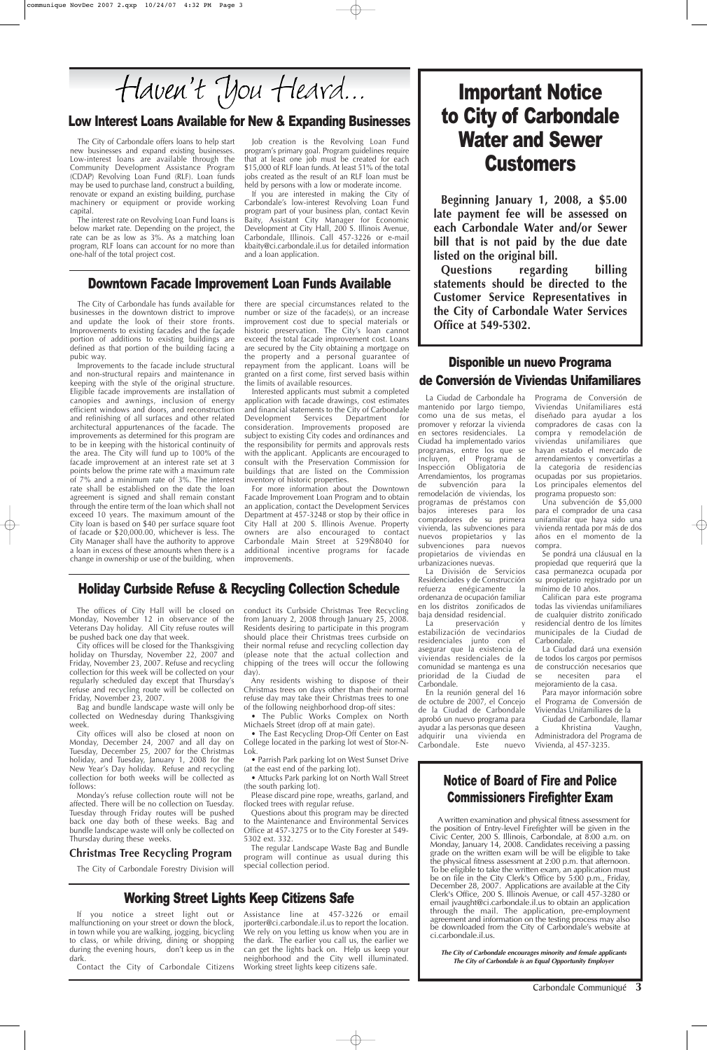# Haven't You Heard...

## Low Interest Loans Available for New & Expanding Businesses

The City of Carbondale offers loans to help start new businesses and expand existing businesses. Low-interest loans are available through the Community Development Assistance Program (CDAP) Revolving Loan Fund (RLF). Loan funds may be used to purchase land, construct a building, renovate or expand an existing building, purchase machinery or equipment or provide working capital.

The interest rate on Revolving Loan Fund loans is below market rate. Depending on the project, the rate can be as low as 3%. As a matching loan program, RLF loans can account for no more than one-half of the total project cost.

Job creation is the Revolving Loan Fund program's primary goal. Program guidelines require that at least one job must be created for each $15,000 of RLF loan funds. At least 51% of the total jobs created as the result of an RLF loan must be held by persons with a low or moderate income.

If you are interested in making the City of Carbondale's low-interest Revolving Loan Fund program part of your business plan, contact Kevin Baity, Assistant City Manager for Economic Development at City Hall, 200 S. Illinois Avenue, Carbondale, Illinois. Call 457-3226 or e-mail kbaity@ci.carbondale.il.us for detailed information and a loan application.

## Downtown Facade Improvement Loan Funds Available

The City of Carbondale has funds available for businesses in the downtown district to improve and update the look of their store fronts. Improvements to existing facades and the façade portion of additions to existing buildings are defined as that portion of the building facing a pubic way.

Improvements to the facade include structural and non-structural repairs and maintenance in keeping with the style of the original structure. Eligible facade improvements are installation of canopies and awnings, inclusion of energy efficient windows and doors, and reconstruction and refinishing of all surfaces and other related architectural appurtenances of the facade. The improvements as determined for this program are to be in keeping with the historical continuity of the area. The City will fund up to 100% of the facade improvement at an interest rate set at 3 points below the prime rate with a maximum rate of 7% and a minimum rate of 3%. The interest rate shall be established on the date the loan agreement is signed and shall remain constant through the entire term of the loan which shall not exceed 10 years. The maximum amount of the City loan is based on $40 per surface square foot of facade or $20,000.00, whichever is less. The City Manager shall have the authority to approve a loan in excess of these amounts when there is a change in ownership or use of the building, when there are special circumstances related to the number or size of the facade(s), or an increase improvement cost due to special materials or historic preservation. The City's loan cannot exceed the total facade improvement cost. Loans are secured by the City obtaining a mortgage on the property and a personal guarantee of repayment from the applicant. Loans will be granted on a first come, first served basis within the limits of available resources.

Interested applicants must submit a completed application with facade drawings, cost estimates and financial statements to the City of Carbondale Development Services Department for consideration. Improvements proposed are subject to existing City codes and ordinances and the responsibility for permits and approvals rests with the applicant. Applicants are encouraged to consult with the Preservation Commission for buildings that are listed on the Commission inventory of historic properties.

For more information about the Downtown Facade Improvement Loan Program and to obtain an application, contact the Development Services Department at 457-3248 or stop by their office in City Hall at 200 S. Illinois Avenue. Property owners are also encouraged to contact Carbondale Main Street at 529N8040 for additional incentive programs for facade improvements.

## Holiday Curbside Refuse & Recycling Collection Schedule

The offices of City Hall will be closed on Monday, November 12 in observance of the Veterans Day holiday. All City refuse routes will be pushed back one day that week.

City offices will be closed for the Thanksgiving holiday on Thursday, November 22, 2007 and Friday, November 23, 2007. Refuse and recycling collection for this week will be collected on your regularly scheduled day except that Thursday's refuse and recycling route will be collected on Friday, November 23, 2007.

Bag and bundle landscape waste will only be collected on Wednesday during Thanksgiving week.

City offices will also be closed at noon on Monday, December 24, 2007 and all day on Tuesday, December 25, 2007 for the Christmas holiday, and Tuesday, January 1, 2008 for the New Year's Day holiday. Refuse and recycling collection for both weeks will be collected as follows:

Monday's refuse collection route will not be affected. There will be no collection on Tuesday. Tuesday through Friday routes will be pushed back one day both of these weeks. Bag and bundle landscape waste will only be collected on Thursday during these weeks.

### Christmas Tree Recycling Program

The City of Carbondale Forestry Division will conduct its Curbside Christmas Tree Recycling from January 2, 2008 through January 25, 2008. Residents desiring to participate in this program should place their Christmas trees curbside on their normal refuse and recycling collection day (please note that the actual collection and chipping of the trees will occur the following day).

Any residents wishing to dispose of their Christmas trees on days other than their normal refuse day may take their Christmas trees to one of the following neighborhood drop-off sites:

- The Public Works Complex on North Michaels Street (drop off at main gate).
- The East Recycling Drop-Off Center on East College located in the parking lot west of Stor-N-Lok.
- Parrish Park parking lot on West Sunset Drive (at the east end of the parking lot).
- Attucks Park parking lot on North Wall Street (the south parking lot).

Please discard pine rope, wreaths, garland, and flocked trees with regular refuse.

Questions about this program may be directed to the Maintenance and Environmental Services Office at 457-3275 or to the City Forester at 549-5302 ext. 332.

The regular Landscape Waste Bag and Bundle program will continue as usual during this special collection period.

## Working Street Lights Keep Citizens Safe

If you notice a street light out or malfunctioning on your street or down the block, in town while you are walking, jogging, bicycling to class, or while driving, dining or shopping during the evening hours, don't keep us in the dark.

Contact the City of Carbondale Citizens Assistance line at 457-3226 or email jporter@ci.carbondale.il.us to report the location. We rely on you letting us know when you are in the dark. The earlier you call us, the earlier we can get the lights back on. Help us keep your neighborhood and the City well illuminated. Working street lights keep citizens safe.

# Important Notice to City of Carbondale Water and Sewer Customers

**Beginning January 1, 2008, a $5.00 late payment fee will be assessed on each Carbondale Water and/or Sewer bill that is not paid by the due date listed on the original bill.**

**Questions regarding billing statements should be directed to the Customer Service Representatives in the City of Carbondale Water Services Office at 549-5302.**

## Disponible un nuevo Programa de Conversión de Viviendas Unifamiliares

La Ciudad de Carbondale ha mantenido por largo tiempo, como una de sus metas, el promover y reforzar la vivienda en sectores residenciales. La Ciudad ha implementado varios programas, entre los que se incluyen, el Programa de Inspección Obligatoria de Arrendamientos, los programas de subvención para la remodelación de viviendas, los programas de préstamos con bajos intereses para los compradores de su primera vivienda, las subvenciones para nuevos propietarios y las subvenciones para nuevos propietarios de viviendas en urbanizaciones nuevas.

La División de Servicios Residenciales y de Construcción refuerza enérgicamente la ordenanza de ocupación familiar en los distritos zonificados de baja densidad residencial.

La preservación y estabilización de vecindarios residenciales junto con el asegurar que la existencia de viviendas residenciales de la comunidad se mantenga es una prioridad de la Ciudad de Carbondale.

En la reunión general del 16 de octubre de 2007, el Concejo de la Ciudad de Carbondale aprobó un nuevo programa para ayudar a las personas que deseen adquirir una vivienda en Carbondale. Este nuevo Programa de Conversión de Viviendas Unifamiliares está diseñado para ayudar a los compradores de casas con la compra y remodelación de viviendas unifamiliares que hayan estado el mercado de arrendamientos y convertirlas a la categoria de residencias ocupadas por sus propietarios. Los principales elementos del programa propuesto son:

Una subvención de $5,000 para el comprador de una casa unifamiliar que haya sido una vivienda rentada por más de dos años en el momento de la compra.

Se pondrá una cláusual en la propiedad que requerirá que la casa permanezca ocupada por su propietario registrado por un mínimo de 10 años.

Califican para este programa todas las viviendas unifamiliares de cualquier distrito zonificado residencial dentro de los límites municipales de la Ciudad de Carbondale.

La Ciudad dará una exensión de todos los cargos por permisos de construcción necesarios que se necesiten para el mejoramiento de la casa.

Para mayor información sobre el Programa de Conversión de Viviendas Unifamiliares de la Ciudad de Carbondale, llamar a Khristina Vaughn, Administradora del Programa de Vivienda, al 457-3235.

## Notice of Board of Fire and Police Commissioners Firefighter Exam

A written examination and physical fitness assessment for the position of Entry-level Firefighter will be given in the Civic Center, 200 S. Illinois, Carbondale, at 8:00 a.m. on Monday, January 14, 2008. Candidates receiving a passing grade on the written exam will be will be eligible to take the physical fitness assessment at 2:00 p.m. that afternoon. To be eligible to take the written exam, an application must be on file in the City Clerk's Office by 5:00 p.m., Friday, December 28, 2007. Applications are available at the City Clerk's Office, 200 S. Illinois Avenue, or call 457-3280 or email jvaught@ci.carbondale.il.us to obtain an application through the mail. The application, pre-employment agreement and information on the testing process may also be downloaded from the City of Carbondale's website at ci.carbondale.il.us.

***The City of Carbondale encourages minority and female applicants***
***The City of Carbondale is an Equal Opportunity Employer***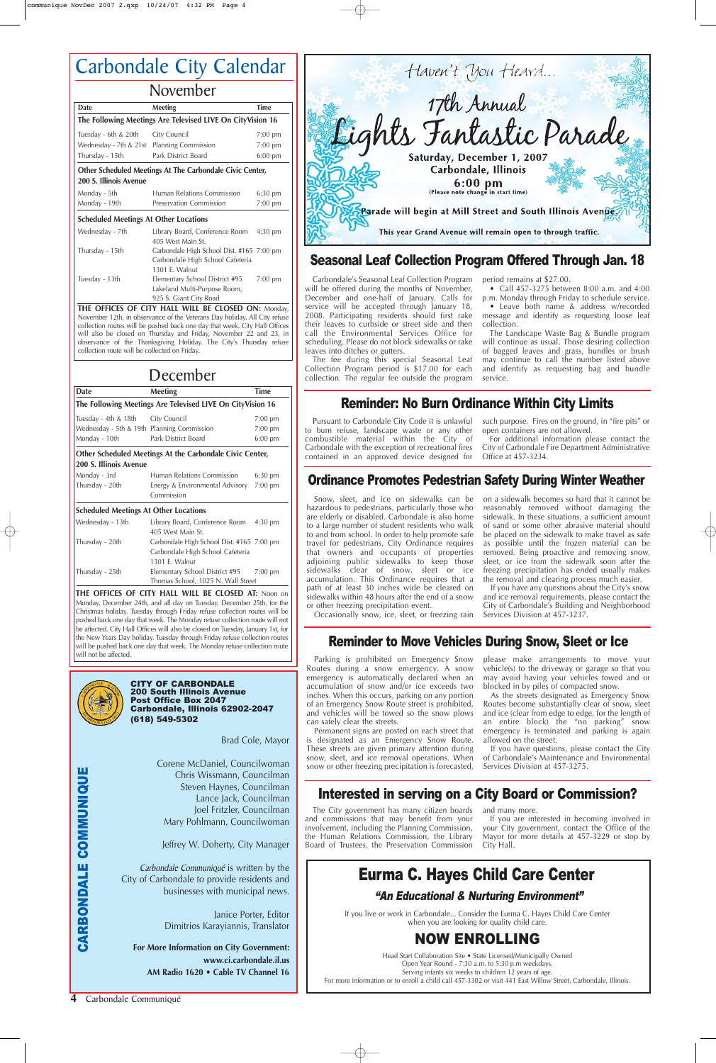# Carbondale City Calendar

## November

| Date | Meeting | Time |
|---|---|---|
| **The Following Meetings Are Televised LIVE On CityVision 16** | | |
| Tuesday - 6th & 20th | City Council | 7:00 pm |
| Wednesday - 7th & 21st | Planning Commission | 7:00 pm |
| Thursday - 15th | Park District Board | 6:00 pm |
| **Other Scheduled Meetings At The Carbondale Civic Center, 200 S. Illinois Avenue** | | |
| Monday - 5th | Human Relations Commission | 6:30 pm |
| Monday - 19th | Preservation Commission | 7:00 pm |
| **Scheduled Meetings At Other Locations** | | |
| Wednesday - 7th | Library Board, Conference Room 405 West Main St. | 4:30 pm |
| Thursday - 15th | Carbondale High School Dist. #165 Carbondale High School Cafeteria 1301 E. Walnut | 7:00 pm |
| Tuesday - 13th | Elementary School District #95 Lakeland Multi-Purpose Room, 925 S. Giant City Road | 7:00 pm |

**THE OFFICES OF CITY HALL WILL BE CLOSED ON:** Monday, November 12th, in observance of the Veterans Day holiday. All City refuse collection routes will be pushed back one day that week. City Hall Offices will also be closed on Thursday and Friday, November 22 and 23, in observance of the Thanksgiving Holiday. The City's Thursday refuse collection route will be collected on Friday.

## December

| Date | Meeting | Time |
|---|---|---|
| **The Following Meetings Are Televised LIVE On CityVision 16** | | |
| Tuesday - 4th & 18th | City Council | 7:00 pm |
| Wednesday - 5th & 19th | Planning Commission | 7:00 pm |
| Monday - 10th | Park District Board | 6:00 pm |
| **Other Scheduled Meetings At the Carbondale Civic Center, 200 S. Illinois Avenue** | | |
| Monday - 3rd | Human Relations Commission | 6:30 pm |
| Thursday - 20th | Energy & Environmental Advisory Commission | 7:00 pm |
| **Scheduled Meetings At Other Locations** | | |
| Wednesday - 13th | Library Board, Conference Room 405 West Main St. | 4:30 pm |
| Thursday - 20th | Carbondale High School Dist. #165 Carbondale High School Cafeteria 1301 E. Walnut | 7:00 pm |
| Thursday - 25th | Elementary School District #95 Thomas School, 1025 N. Wall Street | 7:00 pm |

**THE OFFICES OF CITY HALL WILL BE CLOSED AT:** Noon on Monday, December 24th, and all day on Tuesday, December 25th, for the Christmas holiday. Tuesday through Friday refuse collection routes will be pushed back one day that week. The Monday refuse collection route will not be affected. City Hall Offices will also be closed on Tuesday, January 1st, for the New Years Day holiday. Tuesday through Friday refuse collection routes will be pushed back one day that week. The Monday refuse collection route will not be affected.

**CARBONDALE COMMUNIQUE**

**CITY OF CARBONDALE**
**200 South Illinois Avenue**
**Post Office Box 2047**
**Carbondale, Illinois 62902-2047**
**(618) 549-5302**

Brad Cole, Mayor

Corene McDaniel, Councilwoman
Chris Wissmann, Councilman
Steven Haynes, Councilman
Lance Jack, Councilman
Joel Fritzler, Councilman
Mary Pohlmann, Councilwoman

Jeffrey W. Doherty, City Manager

*Carbondale Communiqué* is written by the City of Carbondale to provide residents and businesses with municipal news.

Janice Porter, Editor
Dimitrios Karayiannis, Translator

**For More Information on City Government:**
**www.ci.carbondale.il.us**
**AM Radio 1620 • Cable TV Channel 16**

Haven't You Heard...

# 17th Annual Lights Fantastic Parade

**Saturday, December 1, 2007**
**Carbondale, Illinois**
**6:00 pm**
(Please note change in start time)

**Parade will begin at Mill Street and South Illinois Avenue.**

**This year Grand Avenue will remain open to through traffic.**

## Seasonal Leaf Collection Program Offered Through Jan. 18

Carbondale's Seasonal Leaf Collection Program will be offered during the months of November, December and one-half of January. Calls for service will be accepted through January 18, 2008. Participating residents should first rake their leaves to curbside or street side and then call the Environmental Services Office for scheduling. Please do not block sidewalks or rake leaves into ditches or gutters.

The fee during this special Seasonal Leaf Collection Program period is $17.00 for each collection. The regular fee outside the program period remains at $27.00.

- Call 457-3275 between 8:00 a.m. and 4:00 p.m. Monday through Friday to schedule service.
- Leave both name & address w/recorded message and identify as requesting loose leaf collection.

The Landscape Waste Bag & Bundle program will continue as usual. Those desiring collection of bagged leaves and grass, bundles or brush may continue to call the number listed above and identify as requesting bag and bundle service.

## Reminder: No Burn Ordinance Within City Limits

Pursuant to Carbondale City Code it is unlawful to burn refuse, landscape waste or any other combustible material within the City of Carbondale with the exception of recreational fires contained in an approved device designed for such purpose. Fires on the ground, in "fire pits" or open containers are not allowed.

For additional information please contact the City of Carbondale Fire Department Administrative Office at 457-3234.

## Ordinance Promotes Pedestrian Safety During Winter Weather

Snow, sleet, and ice on sidewalks can be hazardous to pedestrians, particularly those who are elderly or disabled. Carbondale is also home to a large number of student residents who walk to and from school. In order to help promote safe travel for pedestrians, City Ordinance requires that owners and occupants of properties adjoining public sidewalks to keep those sidewalks clear of snow, sleet or ice accumulation. This Ordinance requires that a path of at least 30 inches wide be cleared on such sidewalks within 48 hours after the end of a snow or other freezing precipitation event.

Occasionally snow, ice, sleet, or freezing rain on a sidewalk becomes so hard that it cannot be reasonably removed without damaging the sidewalk. In these situations, a sufficient amount of sand or some other abrasive material should be placed on the sidewalk to make travel as safe as possible until the frozen material can be removed. Being proactive and removing snow, sleet, or ice from the sidewalk soon after the freezing precipitation has ended usually makes the removal and clearing process much easier.

If you have any questions about the City's snow and ice removal requirements, please contact the City of Carbondale's Building and Neighborhood Services Division at 457-3237.

## Reminder to Move Vehicles During Snow, Sleet or Ice

Parking is prohibited on Emergency Snow Routes during a snow emergency. A snow emergency is automatically declared when an accumulation of snow and/or ice exceeds two inches. When this occurs, parking on any portion of an Emergency Snow Route street is prohibited, and vehicles will be towed so the snow plows can safely clear the streets.

Permanent signs are posted on each street that is designated as an Emergency Snow Route. These streets are given primary attention during snow, sleet, and ice removal operations. When snow or other freezing precipitation is forecasted, please make arrangements to move your vehicle(s) to the driveway or garage so that you may avoid having your vehicles towed and or blocked in by piles of compacted snow.

As the streets designated as Emergency Snow Routes become substantially clear of snow, sleet and ice (clear from edge to edge, for the length of an entire block) the "no parking" snow emergency is terminated and parking is again allowed on the street.

If you have questions, please contact the City of Carbondale's Maintenance and Environmental Services Division at 457-3275.

## Interested in serving on a City Board or Commission?

The City government has many citizen boards and commissions that may benefit from your involvement, including the Planning Commission, the Human Relations Commission, the Library Board of Trustees, the Preservation Commission and many more.

If you are interested in becoming involved in your City government, contact the Office of the Mayor for more details at 457-3229 or stop by City Hall.

# Eurma C. Hayes Child Care Center

***"An Educational & Nurturing Environment"***

If you live or work in Carbondale... Consider the Eurma C. Hayes Child Care Center when you are looking for quality child care.

## NOW ENROLLING

Head Start Collaboration Site • State Licensed/Municipally Owned
Open Year Round - 7:30 a.m. to 5:30 p.m weekdays.
Serving infants six weeks to children 12 years of age.
For more information or to enroll a child call 457-3302 or visit 441 East Willow Street, Carbondale, Illinois.